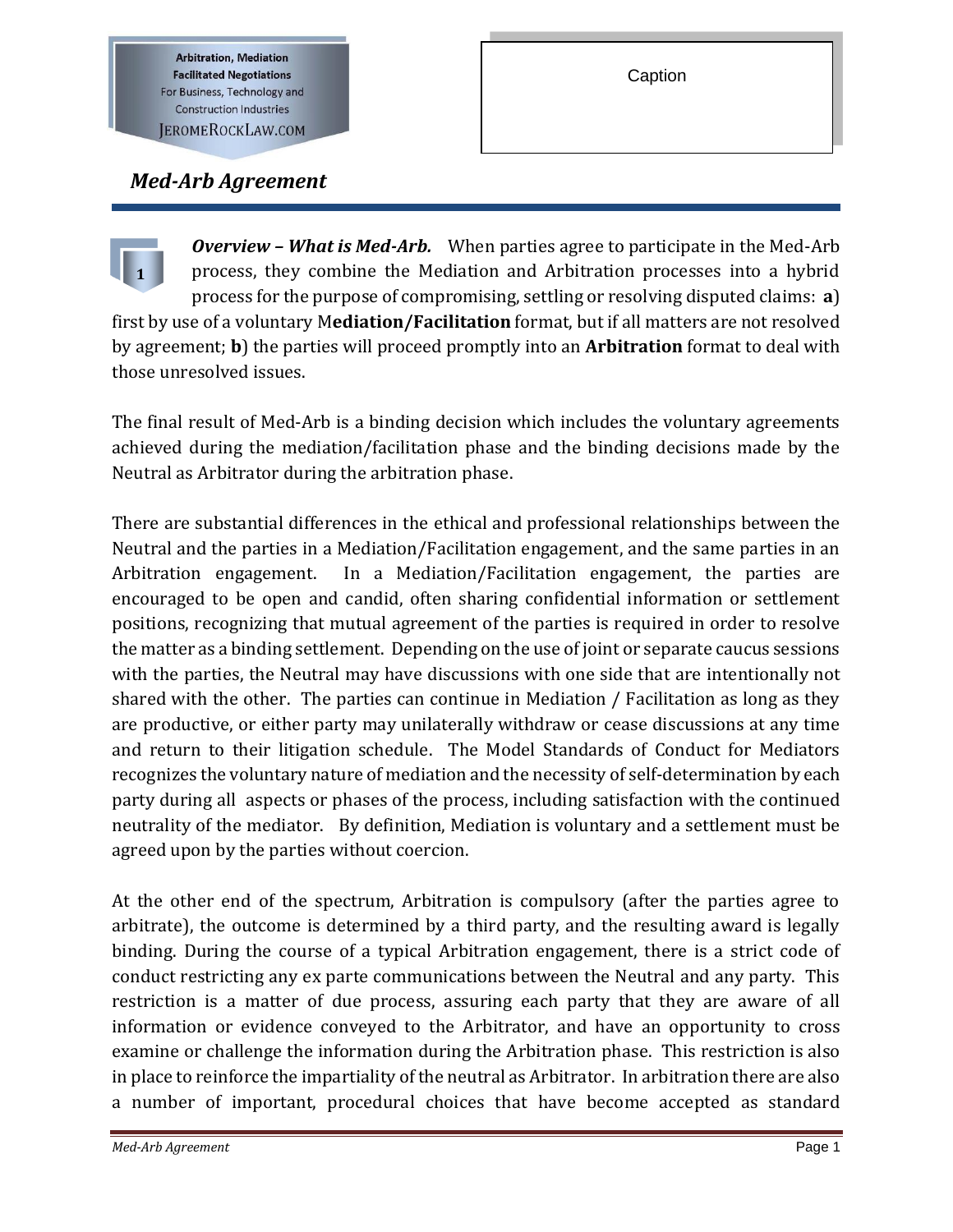Arbitration, Mediation
Facilitated Negotiations
For Business, Technology and
Construction Industries
JEROMEROCKLAW.COM

Caption

# *Med-Arb Agreement*

**1** ***Overview – What is Med-Arb.*** When parties agree to participate in the Med-Arb process, they combine the Mediation and Arbitration processes into a hybrid process for the purpose of compromising, settling or resolving disputed claims: **a**) first by use of a voluntary M**ediation/Facilitation** format, but if all matters are not resolved by agreement; **b**) the parties will proceed promptly into an **Arbitration** format to deal with those unresolved issues.

The final result of Med-Arb is a binding decision which includes the voluntary agreements achieved during the mediation/facilitation phase and the binding decisions made by the Neutral as Arbitrator during the arbitration phase.

There are substantial differences in the ethical and professional relationships between the Neutral and the parties in a Mediation/Facilitation engagement, and the same parties in an Arbitration engagement. In a Mediation/Facilitation engagement, the parties are encouraged to be open and candid, often sharing confidential information or settlement positions, recognizing that mutual agreement of the parties is required in order to resolve the matter as a binding settlement. Depending on the use of joint or separate caucus sessions with the parties, the Neutral may have discussions with one side that are intentionally not shared with the other. The parties can continue in Mediation / Facilitation as long as they are productive, or either party may unilaterally withdraw or cease discussions at any time and return to their litigation schedule. The Model Standards of Conduct for Mediators recognizes the voluntary nature of mediation and the necessity of self-determination by each party during all aspects or phases of the process, including satisfaction with the continued neutrality of the mediator. By definition, Mediation is voluntary and a settlement must be agreed upon by the parties without coercion.

At the other end of the spectrum, Arbitration is compulsory (after the parties agree to arbitrate), the outcome is determined by a third party, and the resulting award is legally binding. During the course of a typical Arbitration engagement, there is a strict code of conduct restricting any ex parte communications between the Neutral and any party. This restriction is a matter of due process, assuring each party that they are aware of all information or evidence conveyed to the Arbitrator, and have an opportunity to cross examine or challenge the information during the Arbitration phase. This restriction is also in place to reinforce the impartiality of the neutral as Arbitrator. In arbitration there are also a number of important, procedural choices that have become accepted as standard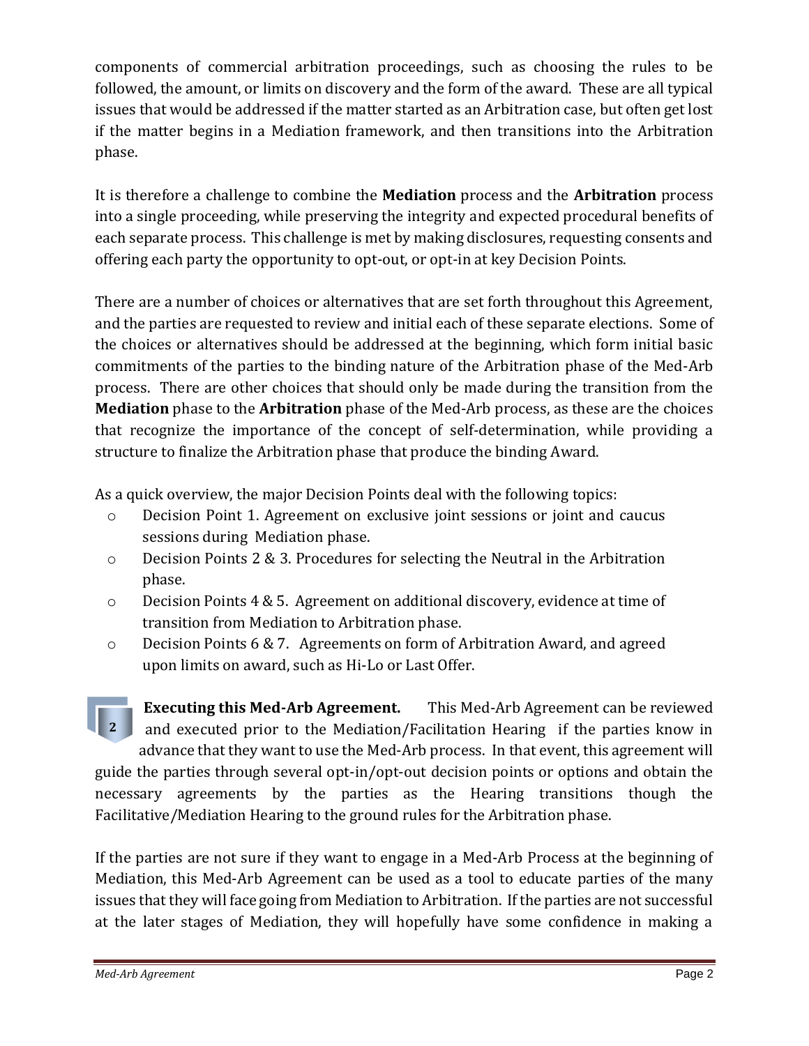components of commercial arbitration proceedings, such as choosing the rules to be followed, the amount, or limits on discovery and the form of the award. These are all typical issues that would be addressed if the matter started as an Arbitration case, but often get lost if the matter begins in a Mediation framework, and then transitions into the Arbitration phase.

It is therefore a challenge to combine the **Mediation** process and the **Arbitration** process into a single proceeding, while preserving the integrity and expected procedural benefits of each separate process. This challenge is met by making disclosures, requesting consents and offering each party the opportunity to opt-out, or opt-in at key Decision Points.

There are a number of choices or alternatives that are set forth throughout this Agreement, and the parties are requested to review and initial each of these separate elections. Some of the choices or alternatives should be addressed at the beginning, which form initial basic commitments of the parties to the binding nature of the Arbitration phase of the Med-Arb process. There are other choices that should only be made during the transition from the **Mediation** phase to the **Arbitration** phase of the Med-Arb process, as these are the choices that recognize the importance of the concept of self-determination, while providing a structure to finalize the Arbitration phase that produce the binding Award.

As a quick overview, the major Decision Points deal with the following topics:

- Decision Point 1. Agreement on exclusive joint sessions or joint and caucus sessions during Mediation phase.
- Decision Points 2 & 3. Procedures for selecting the Neutral in the Arbitration phase.
- Decision Points 4 & 5. Agreement on additional discovery, evidence at time of transition from Mediation to Arbitration phase.
- Decision Points 6 & 7. Agreements on form of Arbitration Award, and agreed upon limits on award, such as Hi-Lo or Last Offer.

**2** **Executing this Med-Arb Agreement.** This Med-Arb Agreement can be reviewed and executed prior to the Mediation/Facilitation Hearing if the parties know in advance that they want to use the Med-Arb process. In that event, this agreement will guide the parties through several opt-in/opt-out decision points or options and obtain the necessary agreements by the parties as the Hearing transitions though the Facilitative/Mediation Hearing to the ground rules for the Arbitration phase.

If the parties are not sure if they want to engage in a Med-Arb Process at the beginning of Mediation, this Med-Arb Agreement can be used as a tool to educate parties of the many issues that they will face going from Mediation to Arbitration. If the parties are not successful at the later stages of Mediation, they will hopefully have some confidence in making a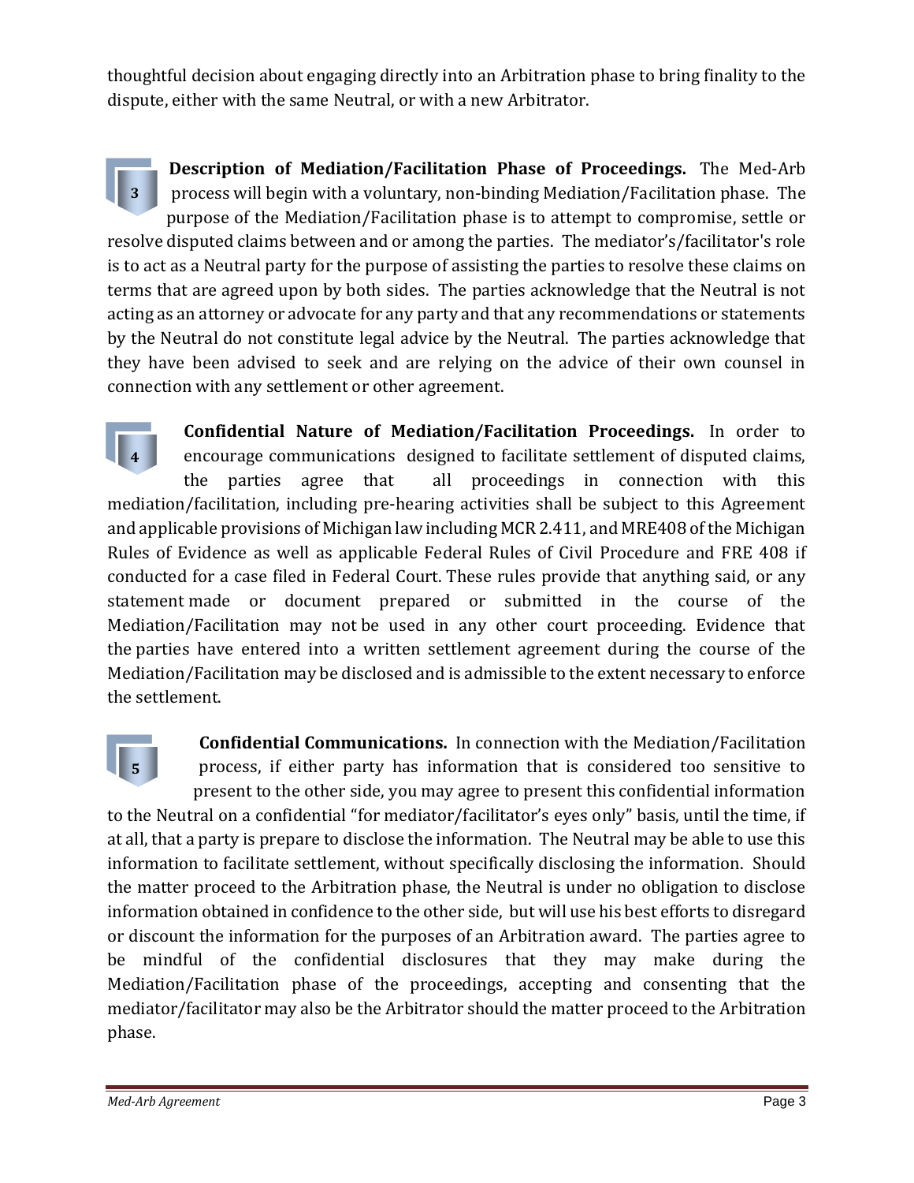thoughtful decision about engaging directly into an Arbitration phase to bring finality to the dispute, either with the same Neutral, or with a new Arbitrator.

3 **Description of Mediation/Facilitation Phase of Proceedings.** The Med-Arb process will begin with a voluntary, non-binding Mediation/Facilitation phase. The purpose of the Mediation/Facilitation phase is to attempt to compromise, settle or resolve disputed claims between and or among the parties. The mediator's/facilitator's role is to act as a Neutral party for the purpose of assisting the parties to resolve these claims on terms that are agreed upon by both sides. The parties acknowledge that the Neutral is not acting as an attorney or advocate for any party and that any recommendations or statements by the Neutral do not constitute legal advice by the Neutral. The parties acknowledge that they have been advised to seek and are relying on the advice of their own counsel in connection with any settlement or other agreement.

4 **Confidential Nature of Mediation/Facilitation Proceedings.** In order to encourage communications designed to facilitate settlement of disputed claims, the parties agree that all proceedings in connection with this mediation/facilitation, including pre-hearing activities shall be subject to this Agreement and applicable provisions of Michigan law including MCR 2.411, and MRE408 of the Michigan Rules of Evidence as well as applicable Federal Rules of Civil Procedure and FRE 408 if conducted for a case filed in Federal Court. These rules provide that anything said, or any statement made or document prepared or submitted in the course of the Mediation/Facilitation may not be used in any other court proceeding. Evidence that the parties have entered into a written settlement agreement during the course of the Mediation/Facilitation may be disclosed and is admissible to the extent necessary to enforce the settlement.

5 **Confidential Communications.** In connection with the Mediation/Facilitation process, if either party has information that is considered too sensitive to present to the other side, you may agree to present this confidential information to the Neutral on a confidential "for mediator/facilitator's eyes only" basis, until the time, if at all, that a party is prepare to disclose the information. The Neutral may be able to use this information to facilitate settlement, without specifically disclosing the information. Should the matter proceed to the Arbitration phase, the Neutral is under no obligation to disclose information obtained in confidence to the other side, but will use his best efforts to disregard or discount the information for the purposes of an Arbitration award. The parties agree to be mindful of the confidential disclosures that they may make during the Mediation/Facilitation phase of the proceedings, accepting and consenting that the mediator/facilitator may also be the Arbitrator should the matter proceed to the Arbitration phase.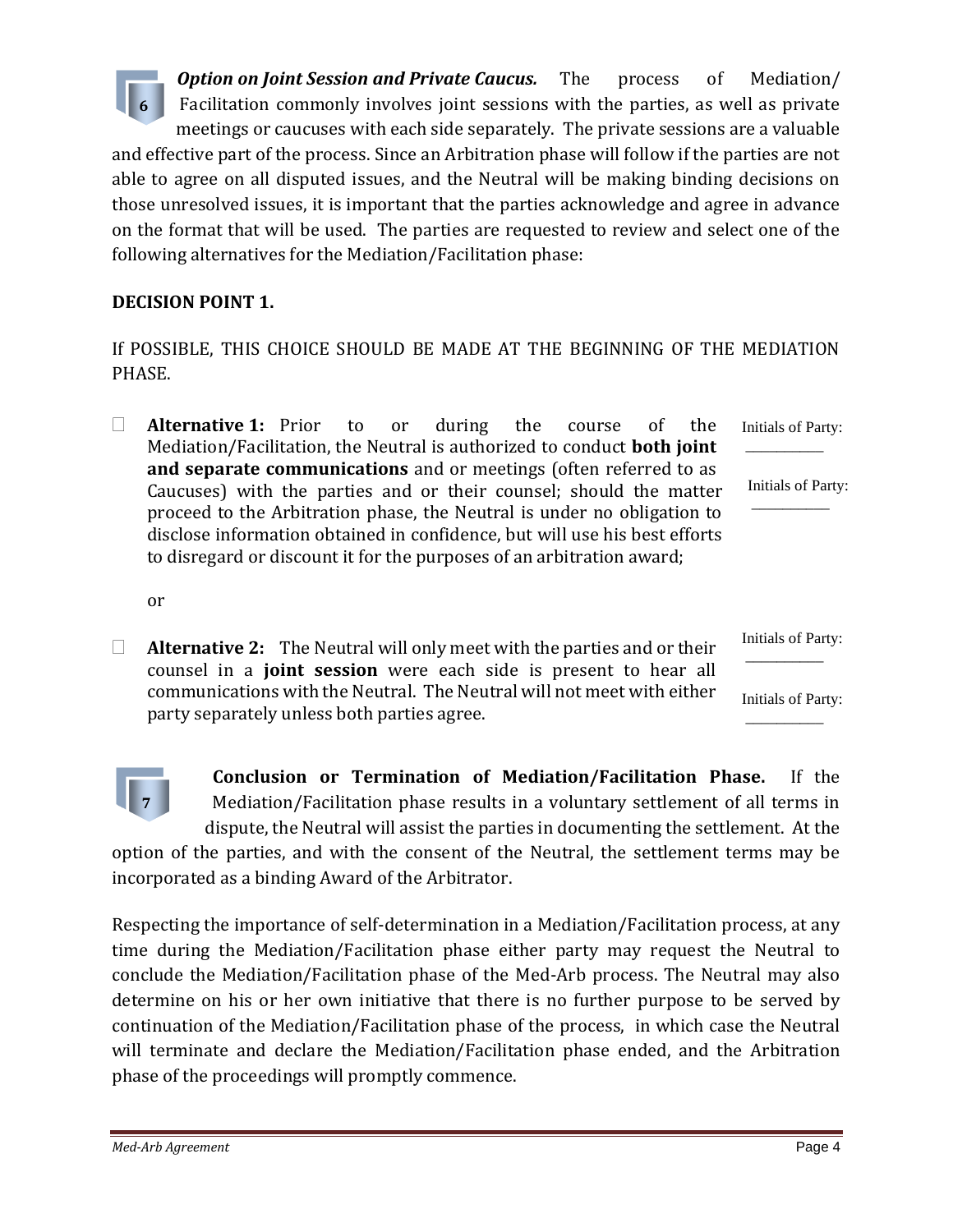**6** ***Option on Joint Session and Private Caucus.*** The process of Mediation/ Facilitation commonly involves joint sessions with the parties, as well as private meetings or caucuses with each side separately. The private sessions are a valuable and effective part of the process. Since an Arbitration phase will follow if the parties are not able to agree on all disputed issues, and the Neutral will be making binding decisions on those unresolved issues, it is important that the parties acknowledge and agree in advance on the format that will be used. The parties are requested to review and select one of the following alternatives for the Mediation/Facilitation phase:

**DECISION POINT 1.**

If POSSIBLE, THIS CHOICE SHOULD BE MADE AT THE BEGINNING OF THE MEDIATION PHASE.

☐ **Alternative 1:** Prior to or during the course of the Mediation/Facilitation, the Neutral is authorized to conduct **both joint and separate communications** and or meetings (often referred to as Caucuses) with the parties and or their counsel; should the matter proceed to the Arbitration phase, the Neutral is under no obligation to disclose information obtained in confidence, but will use his best efforts to disregard or discount it for the purposes of an arbitration award;

Initials of Party: __________

Initials of Party: __________

or

☐ **Alternative 2:** The Neutral will only meet with the parties and or their counsel in a **joint session** were each side is present to hear all communications with the Neutral. The Neutral will not meet with either party separately unless both parties agree.

Initials of Party: __________

Initials of Party: __________

**7** **Conclusion or Termination of Mediation/Facilitation Phase.** If the Mediation/Facilitation phase results in a voluntary settlement of all terms in dispute, the Neutral will assist the parties in documenting the settlement. At the option of the parties, and with the consent of the Neutral, the settlement terms may be incorporated as a binding Award of the Arbitrator.

Respecting the importance of self-determination in a Mediation/Facilitation process, at any time during the Mediation/Facilitation phase either party may request the Neutral to conclude the Mediation/Facilitation phase of the Med-Arb process. The Neutral may also determine on his or her own initiative that there is no further purpose to be served by continuation of the Mediation/Facilitation phase of the process, in which case the Neutral will terminate and declare the Mediation/Facilitation phase ended, and the Arbitration phase of the proceedings will promptly commence.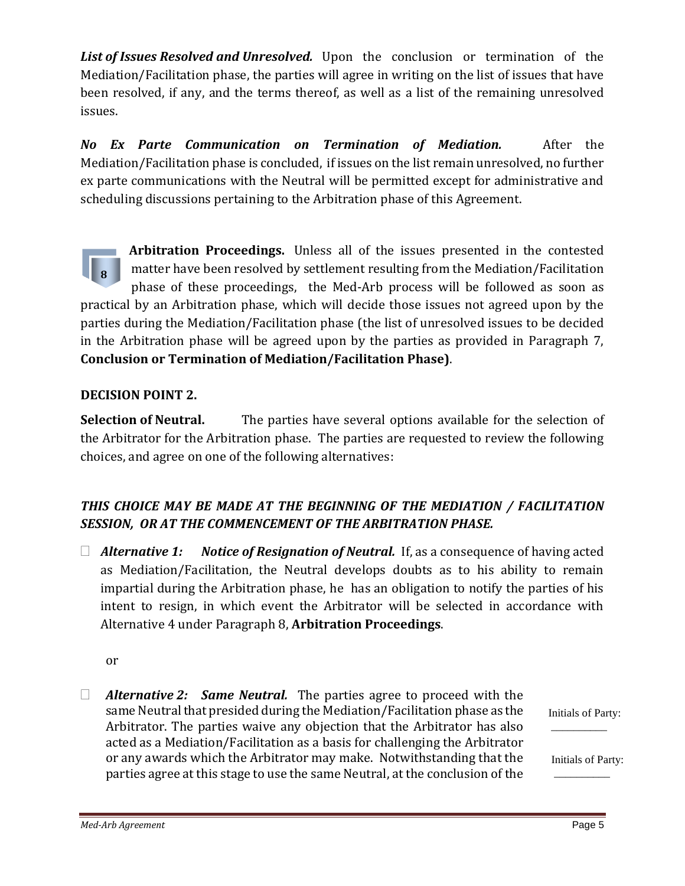***List of Issues Resolved and Unresolved.*** Upon the conclusion or termination of the Mediation/Facilitation phase, the parties will agree in writing on the list of issues that have been resolved, if any, and the terms thereof, as well as a list of the remaining unresolved issues.

***No Ex Parte Communication on Termination of Mediation.*** After the Mediation/Facilitation phase is concluded, if issues on the list remain unresolved, no further ex parte communications with the Neutral will be permitted except for administrative and scheduling discussions pertaining to the Arbitration phase of this Agreement.

**8** **Arbitration Proceedings.** Unless all of the issues presented in the contested matter have been resolved by settlement resulting from the Mediation/Facilitation phase of these proceedings, the Med-Arb process will be followed as soon as practical by an Arbitration phase, which will decide those issues not agreed upon by the parties during the Mediation/Facilitation phase (the list of unresolved issues to be decided in the Arbitration phase will be agreed upon by the parties as provided in Paragraph 7, **Conclusion or Termination of Mediation/Facilitation Phase)**.

**DECISION POINT 2.**

**Selection of Neutral.** The parties have several options available for the selection of the Arbitrator for the Arbitration phase. The parties are requested to review the following choices, and agree on one of the following alternatives:

***THIS CHOICE MAY BE MADE AT THE BEGINNING OF THE MEDIATION / FACILITATION SESSION, OR AT THE COMMENCEMENT OF THE ARBITRATION PHASE.***

- ☐ ***Alternative 1: Notice of Resignation of Neutral.*** If, as a consequence of having acted as Mediation/Facilitation, the Neutral develops doubts as to his ability to remain impartial during the Arbitration phase, he has an obligation to notify the parties of his intent to resign, in which event the Arbitrator will be selected in accordance with Alternative 4 under Paragraph 8, **Arbitration Proceedings**.

  or

- ☐ ***Alternative 2: Same Neutral.*** The parties agree to proceed with the same Neutral that presided during the Mediation/Facilitation phase as the Arbitrator. The parties waive any objection that the Arbitrator has also acted as a Mediation/Facilitation as a basis for challenging the Arbitrator or any awards which the Arbitrator may make. Notwithstanding that the parties agree at this stage to use the same Neutral, at the conclusion of the

Initials of Party: ___________

Initials of Party: ___________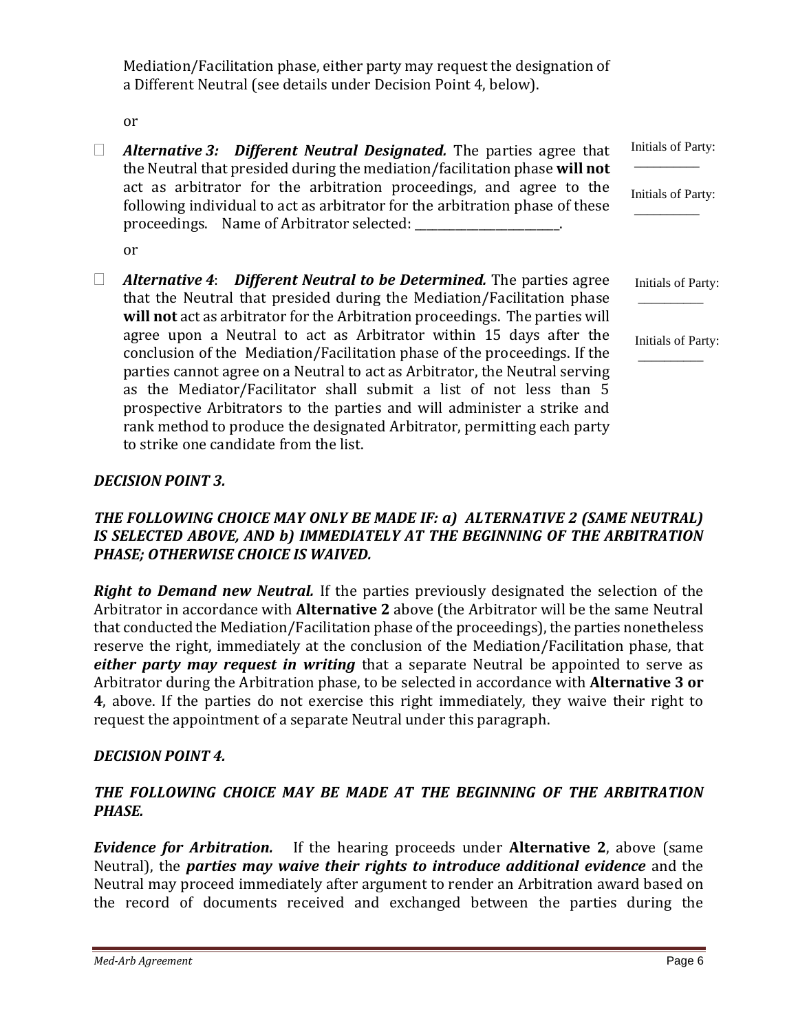Mediation/Facilitation phase, either party may request the designation of a Different Neutral (see details under Decision Point 4, below).

or

☐ ***Alternative 3: Different Neutral Designated.*** The parties agree that the Neutral that presided during the mediation/facilitation phase **will not** act as arbitrator for the arbitration proceedings, and agree to the following individual to act as arbitrator for the arbitration phase of these proceedings. Name of Arbitrator selected: ______________________.

Initials of Party: __________

Initials of Party: __________

or

☐ ***Alternative 4*: *Different Neutral to be Determined.*** The parties agree that the Neutral that presided during the Mediation/Facilitation phase **will not** act as arbitrator for the Arbitration proceedings. The parties will agree upon a Neutral to act as Arbitrator within 15 days after the conclusion of the Mediation/Facilitation phase of the proceedings. If the parties cannot agree on a Neutral to act as Arbitrator, the Neutral serving as the Mediator/Facilitator shall submit a list of not less than 5 prospective Arbitrators to the parties and will administer a strike and rank method to produce the designated Arbitrator, permitting each party to strike one candidate from the list.

Initials of Party: __________

Initials of Party: __________

***DECISION POINT 3.***

***THE FOLLOWING CHOICE MAY ONLY BE MADE IF: a) ALTERNATIVE 2 (SAME NEUTRAL) IS SELECTED ABOVE, AND b) IMMEDIATELY AT THE BEGINNING OF THE ARBITRATION PHASE; OTHERWISE CHOICE IS WAIVED.***

***Right to Demand new Neutral.*** If the parties previously designated the selection of the Arbitrator in accordance with **Alternative 2** above (the Arbitrator will be the same Neutral that conducted the Mediation/Facilitation phase of the proceedings), the parties nonetheless reserve the right, immediately at the conclusion of the Mediation/Facilitation phase, that ***either party may request in writing*** that a separate Neutral be appointed to serve as Arbitrator during the Arbitration phase, to be selected in accordance with **Alternative 3 or 4**, above. If the parties do not exercise this right immediately, they waive their right to request the appointment of a separate Neutral under this paragraph.

***DECISION POINT 4.***

***THE FOLLOWING CHOICE MAY BE MADE AT THE BEGINNING OF THE ARBITRATION PHASE.***

***Evidence for Arbitration.*** If the hearing proceeds under **Alternative 2**, above (same Neutral), the ***parties may waive their rights to introduce additional evidence*** and the Neutral may proceed immediately after argument to render an Arbitration award based on the record of documents received and exchanged between the parties during the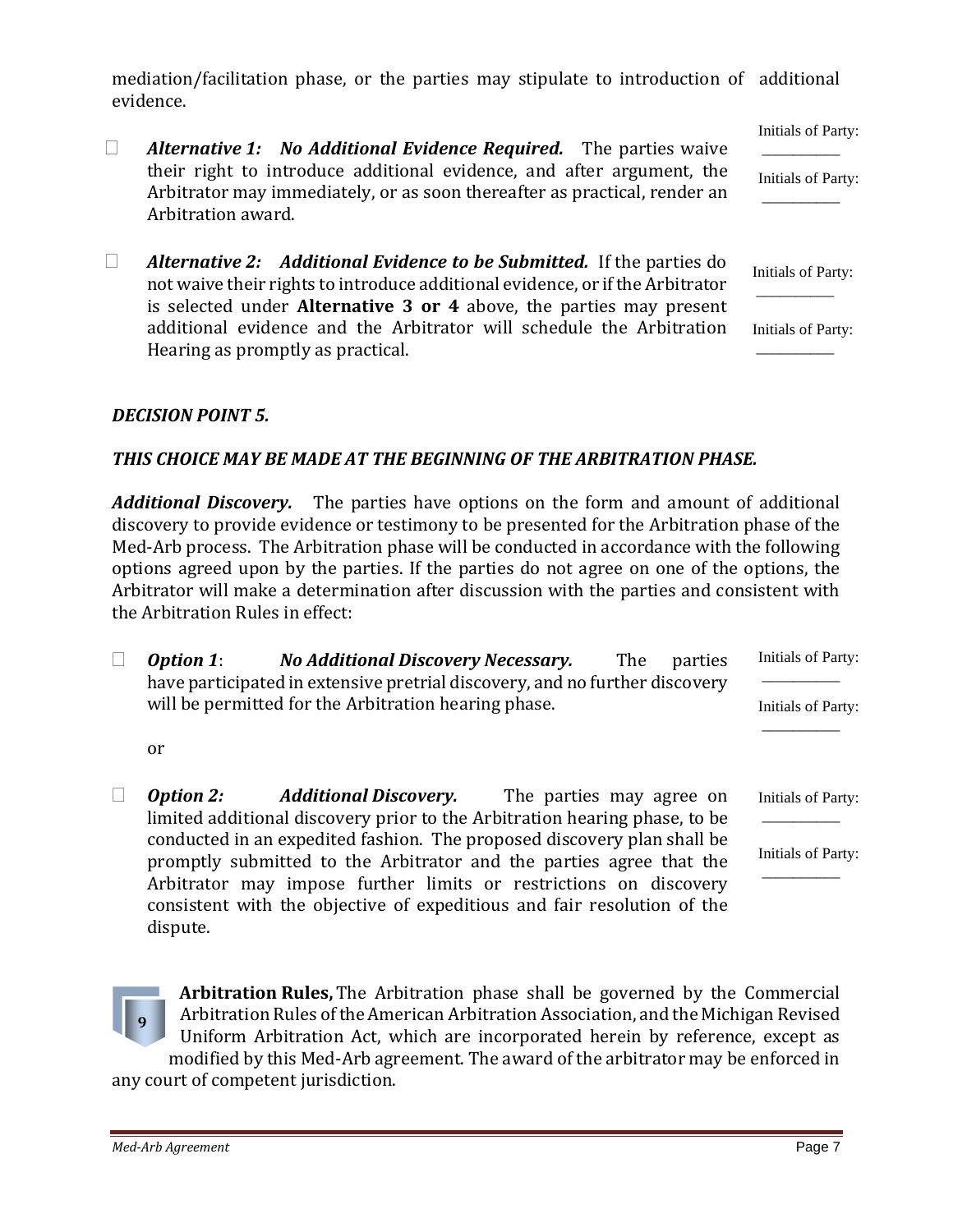mediation/facilitation phase, or the parties may stipulate to introduction of additional evidence.

☐ ***Alternative 1: No Additional Evidence Required.*** The parties waive their right to introduce additional evidence, and after argument, the Arbitrator may immediately, or as soon thereafter as practical, render an Arbitration award.

Initials of Party: ___________

Initials of Party: ___________

☐ ***Alternative 2: Additional Evidence to be Submitted.*** If the parties do not waive their rights to introduce additional evidence, or if the Arbitrator is selected under **Alternative 3 or 4** above, the parties may present additional evidence and the Arbitrator will schedule the Arbitration Hearing as promptly as practical.

Initials of Party: ___________

Initials of Party: ___________

***DECISION POINT 5.***

***THIS CHOICE MAY BE MADE AT THE BEGINNING OF THE ARBITRATION PHASE.***

***Additional Discovery.*** The parties have options on the form and amount of additional discovery to provide evidence or testimony to be presented for the Arbitration phase of the Med-Arb process. The Arbitration phase will be conducted in accordance with the following options agreed upon by the parties. If the parties do not agree on one of the options, the Arbitrator will make a determination after discussion with the parties and consistent with the Arbitration Rules in effect:

☐ ***Option 1*: *No Additional Discovery Necessary.*** The parties have participated in extensive pretrial discovery, and no further discovery will be permitted for the Arbitration hearing phase.

Initials of Party: ___________

Initials of Party: ___________

or

☐ ***Option 2: Additional Discovery.*** The parties may agree on limited additional discovery prior to the Arbitration hearing phase, to be conducted in an expedited fashion. The proposed discovery plan shall be promptly submitted to the Arbitrator and the parties agree that the Arbitrator may impose further limits or restrictions on discovery consistent with the objective of expeditious and fair resolution of the dispute.

Initials of Party: ___________

Initials of Party: ___________

**9** **Arbitration Rules,** The Arbitration phase shall be governed by the Commercial Arbitration Rules of the American Arbitration Association, and the Michigan Revised Uniform Arbitration Act, which are incorporated herein by reference, except as modified by this Med-Arb agreement. The award of the arbitrator may be enforced in any court of competent jurisdiction.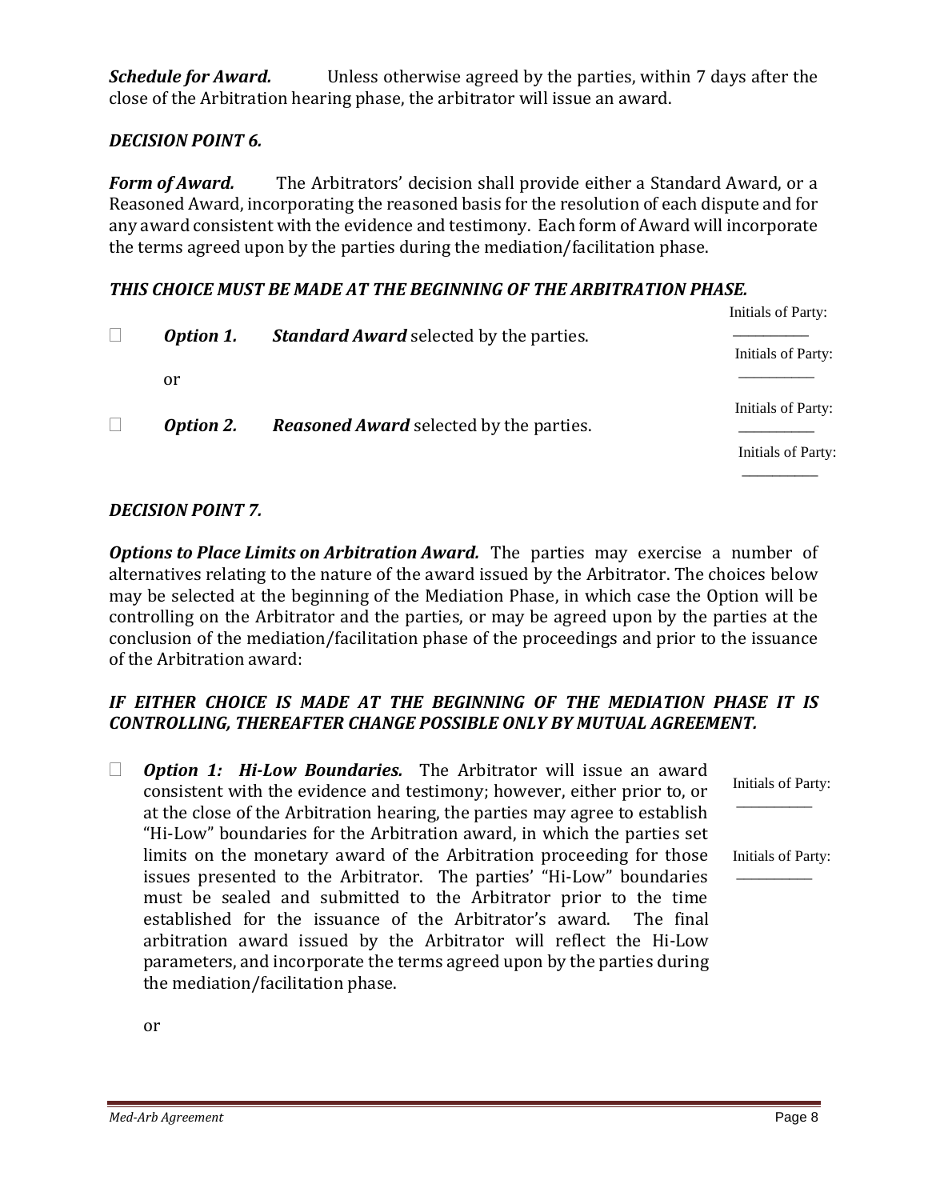***Schedule for Award.*** Unless otherwise agreed by the parties, within 7 days after the close of the Arbitration hearing phase, the arbitrator will issue an award.

***DECISION POINT 6.***

***Form of Award.*** The Arbitrators' decision shall provide either a Standard Award, or a Reasoned Award, incorporating the reasoned basis for the resolution of each dispute and for any award consistent with the evidence and testimony. Each form of Award will incorporate the terms agreed upon by the parties during the mediation/facilitation phase.

***THIS CHOICE MUST BE MADE AT THE BEGINNING OF THE ARBITRATION PHASE.***

☐ ***Option 1.*** ***Standard Award*** selected by the parties.

Initials of Party: __________

Initials of Party: __________

or

☐ ***Option 2.*** ***Reasoned Award*** selected by the parties.

Initials of Party: __________

Initials of Party: __________

***DECISION POINT 7.***

***Options to Place Limits on Arbitration Award.*** The parties may exercise a number of alternatives relating to the nature of the award issued by the Arbitrator. The choices below may be selected at the beginning of the Mediation Phase, in which case the Option will be controlling on the Arbitrator and the parties, or may be agreed upon by the parties at the conclusion of the mediation/facilitation phase of the proceedings and prior to the issuance of the Arbitration award:

***IF EITHER CHOICE IS MADE AT THE BEGINNING OF THE MEDIATION PHASE IT IS CONTROLLING, THEREAFTER CHANGE POSSIBLE ONLY BY MUTUAL AGREEMENT.***

☐ ***Option 1: Hi-Low Boundaries.*** The Arbitrator will issue an award consistent with the evidence and testimony; however, either prior to, or at the close of the Arbitration hearing, the parties may agree to establish "Hi-Low" boundaries for the Arbitration award, in which the parties set limits on the monetary award of the Arbitration proceeding for those issues presented to the Arbitrator. The parties' "Hi-Low" boundaries must be sealed and submitted to the Arbitrator prior to the time established for the issuance of the Arbitrator's award. The final arbitration award issued by the Arbitrator will reflect the Hi-Low parameters, and incorporate the terms agreed upon by the parties during the mediation/facilitation phase.

Initials of Party: __________

Initials of Party: __________

or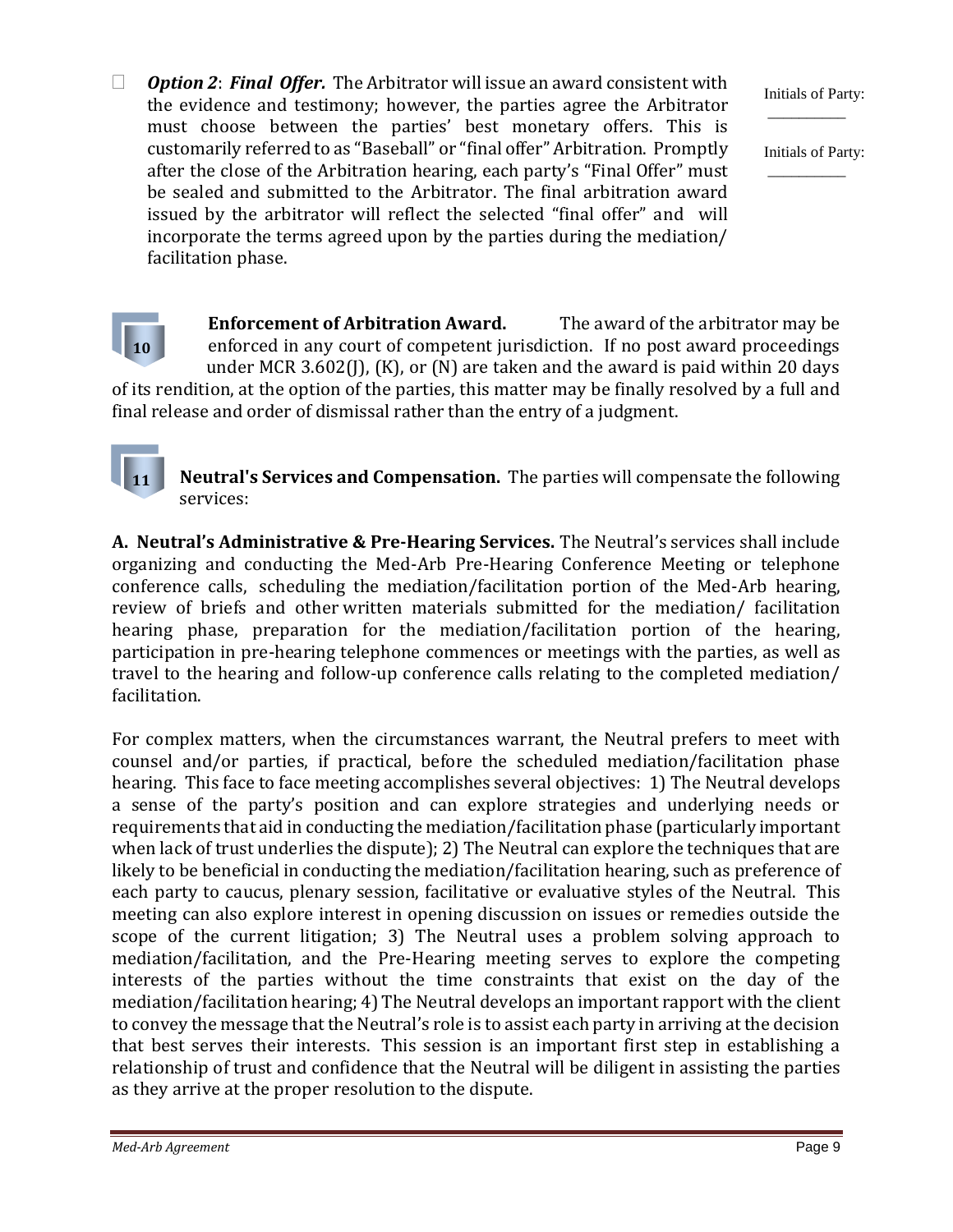☐ ***Option 2*: *Final Offer.*** The Arbitrator will issue an award consistent with the evidence and testimony; however, the parties agree the Arbitrator must choose between the parties' best monetary offers. This is customarily referred to as "Baseball" or "final offer" Arbitration. Promptly after the close of the Arbitration hearing, each party's "Final Offer" must be sealed and submitted to the Arbitrator. The final arbitration award issued by the arbitrator will reflect the selected "final offer" and will incorporate the terms agreed upon by the parties during the mediation/ facilitation phase.

Initials of Party: __________

Initials of Party: __________

**10 Enforcement of Arbitration Award.** The award of the arbitrator may be enforced in any court of competent jurisdiction. If no post award proceedings under MCR 3.602(J), (K), or (N) are taken and the award is paid within 20 days of its rendition, at the option of the parties, this matter may be finally resolved by a full and final release and order of dismissal rather than the entry of a judgment.

**11 Neutral's Services and Compensation.** The parties will compensate the following services:

**A. Neutral's Administrative & Pre-Hearing Services.** The Neutral's services shall include organizing and conducting the Med-Arb Pre-Hearing Conference Meeting or telephone conference calls, scheduling the mediation/facilitation portion of the Med-Arb hearing, review of briefs and other written materials submitted for the mediation/ facilitation hearing phase, preparation for the mediation/facilitation portion of the hearing, participation in pre-hearing telephone commences or meetings with the parties, as well as travel to the hearing and follow-up conference calls relating to the completed mediation/ facilitation.

For complex matters, when the circumstances warrant, the Neutral prefers to meet with counsel and/or parties, if practical, before the scheduled mediation/facilitation phase hearing. This face to face meeting accomplishes several objectives: 1) The Neutral develops a sense of the party's position and can explore strategies and underlying needs or requirements that aid in conducting the mediation/facilitation phase (particularly important when lack of trust underlies the dispute); 2) The Neutral can explore the techniques that are likely to be beneficial in conducting the mediation/facilitation hearing, such as preference of each party to caucus, plenary session, facilitative or evaluative styles of the Neutral. This meeting can also explore interest in opening discussion on issues or remedies outside the scope of the current litigation; 3) The Neutral uses a problem solving approach to mediation/facilitation, and the Pre-Hearing meeting serves to explore the competing interests of the parties without the time constraints that exist on the day of the mediation/facilitation hearing; 4) The Neutral develops an important rapport with the client to convey the message that the Neutral's role is to assist each party in arriving at the decision that best serves their interests. This session is an important first step in establishing a relationship of trust and confidence that the Neutral will be diligent in assisting the parties as they arrive at the proper resolution to the dispute.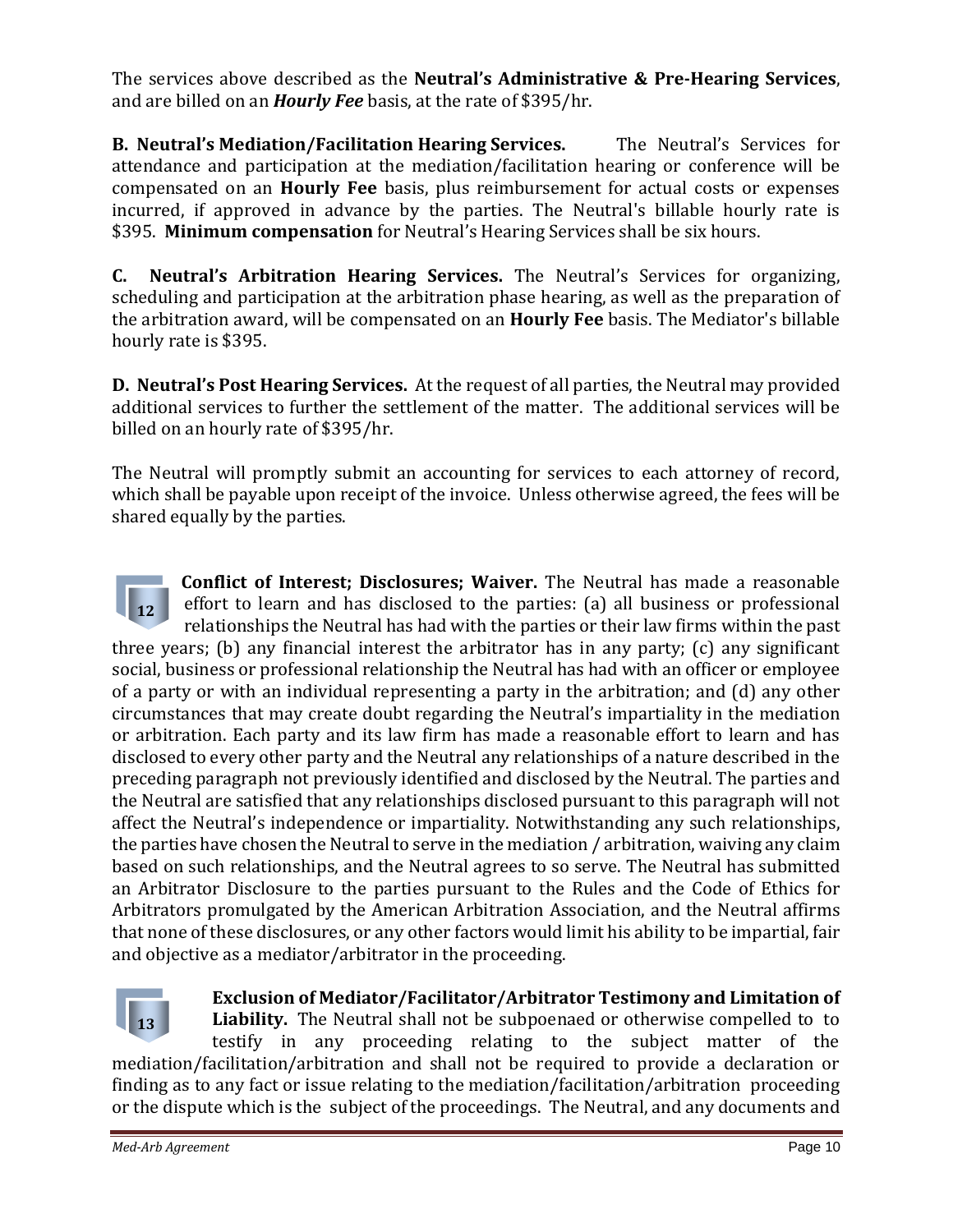The services above described as the **Neutral's Administrative & Pre-Hearing Services**, and are billed on an ***Hourly Fee*** basis, at the rate of $395/hr.

**B. Neutral's Mediation/Facilitation Hearing Services.** The Neutral's Services for attendance and participation at the mediation/facilitation hearing or conference will be compensated on an **Hourly Fee** basis, plus reimbursement for actual costs or expenses incurred, if approved in advance by the parties. The Neutral's billable hourly rate is $395. **Minimum compensation** for Neutral's Hearing Services shall be six hours.

**C. Neutral's Arbitration Hearing Services.** The Neutral's Services for organizing, scheduling and participation at the arbitration phase hearing, as well as the preparation of the arbitration award, will be compensated on an **Hourly Fee** basis. The Mediator's billable hourly rate is $395.

**D. Neutral's Post Hearing Services.** At the request of all parties, the Neutral may provided additional services to further the settlement of the matter. The additional services will be billed on an hourly rate of $395/hr.

The Neutral will promptly submit an accounting for services to each attorney of record, which shall be payable upon receipt of the invoice. Unless otherwise agreed, the fees will be shared equally by the parties.

**12** **Conflict of Interest; Disclosures; Waiver.** The Neutral has made a reasonable effort to learn and has disclosed to the parties: (a) all business or professional relationships the Neutral has had with the parties or their law firms within the past three years; (b) any financial interest the arbitrator has in any party; (c) any significant social, business or professional relationship the Neutral has had with an officer or employee of a party or with an individual representing a party in the arbitration; and (d) any other circumstances that may create doubt regarding the Neutral's impartiality in the mediation or arbitration. Each party and its law firm has made a reasonable effort to learn and has disclosed to every other party and the Neutral any relationships of a nature described in the preceding paragraph not previously identified and disclosed by the Neutral. The parties and the Neutral are satisfied that any relationships disclosed pursuant to this paragraph will not affect the Neutral's independence or impartiality. Notwithstanding any such relationships, the parties have chosen the Neutral to serve in the mediation / arbitration, waiving any claim based on such relationships, and the Neutral agrees to so serve. The Neutral has submitted an Arbitrator Disclosure to the parties pursuant to the Rules and the Code of Ethics for Arbitrators promulgated by the American Arbitration Association, and the Neutral affirms that none of these disclosures, or any other factors would limit his ability to be impartial, fair and objective as a mediator/arbitrator in the proceeding.

**13** **Exclusion of Mediator/Facilitator/Arbitrator Testimony and Limitation of Liability.** The Neutral shall not be subpoenaed or otherwise compelled to to testify in any proceeding relating to the subject matter of the mediation/facilitation/arbitration and shall not be required to provide a declaration or finding as to any fact or issue relating to the mediation/facilitation/arbitration proceeding or the dispute which is the subject of the proceedings. The Neutral, and any documents and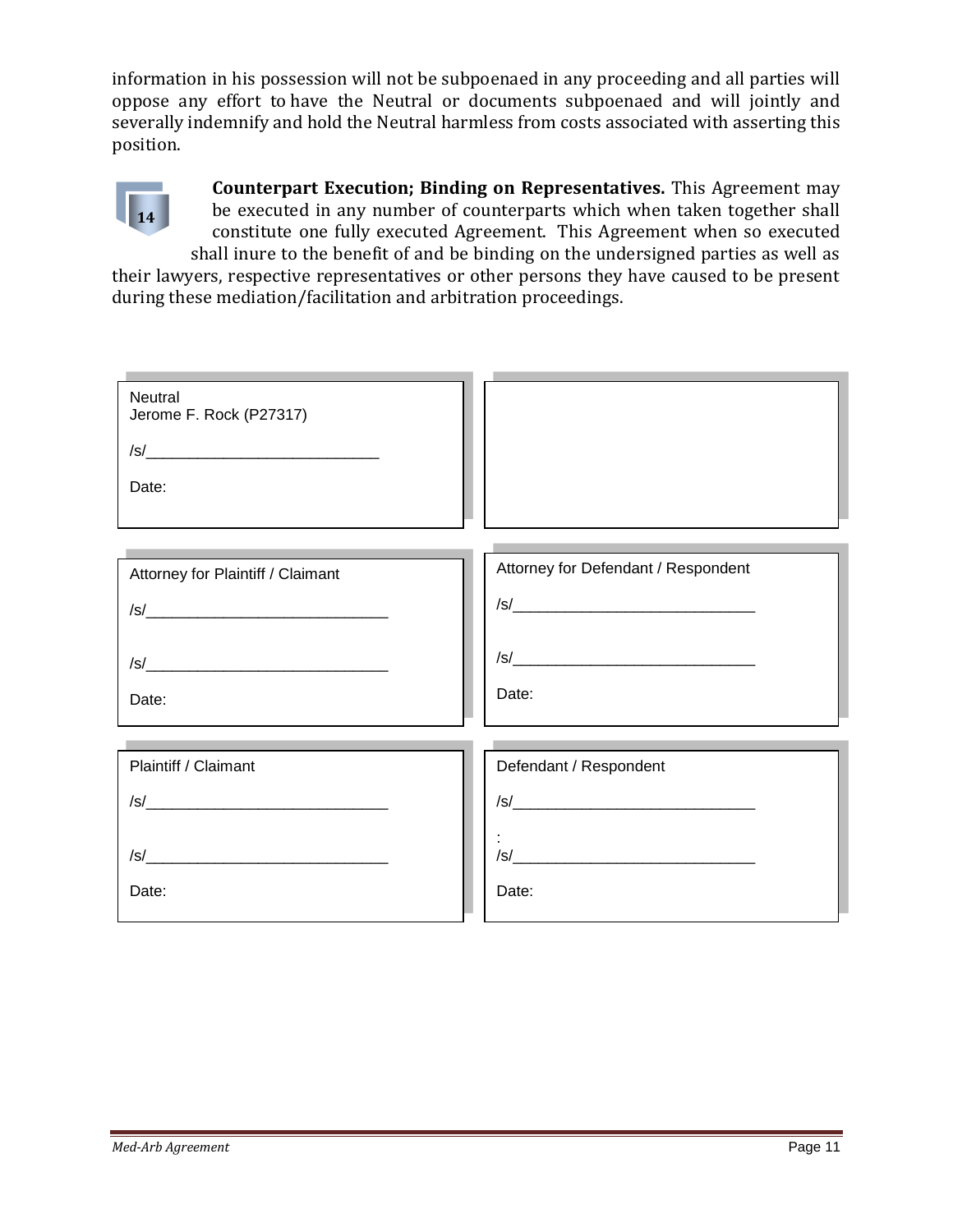information in his possession will not be subpoenaed in any proceeding and all parties will oppose any effort to have the Neutral or documents subpoenaed and will jointly and severally indemnify and hold the Neutral harmless from costs associated with asserting this position.

14

**Counterpart Execution; Binding on Representatives.** This Agreement may be executed in any number of counterparts which when taken together shall constitute one fully executed Agreement. This Agreement when so executed shall inure to the benefit of and be binding on the undersigned parties as well as their lawyers, respective representatives or other persons they have caused to be present during these mediation/facilitation and arbitration proceedings.

| | |
|---|---|
| Neutral<br>Jerome F. Rock (P27317)<br><br>/s/____________________________<br><br>Date: | |
| Attorney for Plaintiff / Claimant<br><br>/s/_____________________________<br><br>/s/_____________________________<br><br>Date: | Attorney for Defendant / Respondent<br><br>/s/_____________________________<br><br>/s/_____________________________<br><br>Date: |
| Plaintiff / Claimant<br><br>/s/_____________________________<br><br>/s/_____________________________<br><br>Date: | Defendant / Respondent<br><br>/s/_____________________________<br><br>:<br>/s/_____________________________<br><br>Date: |